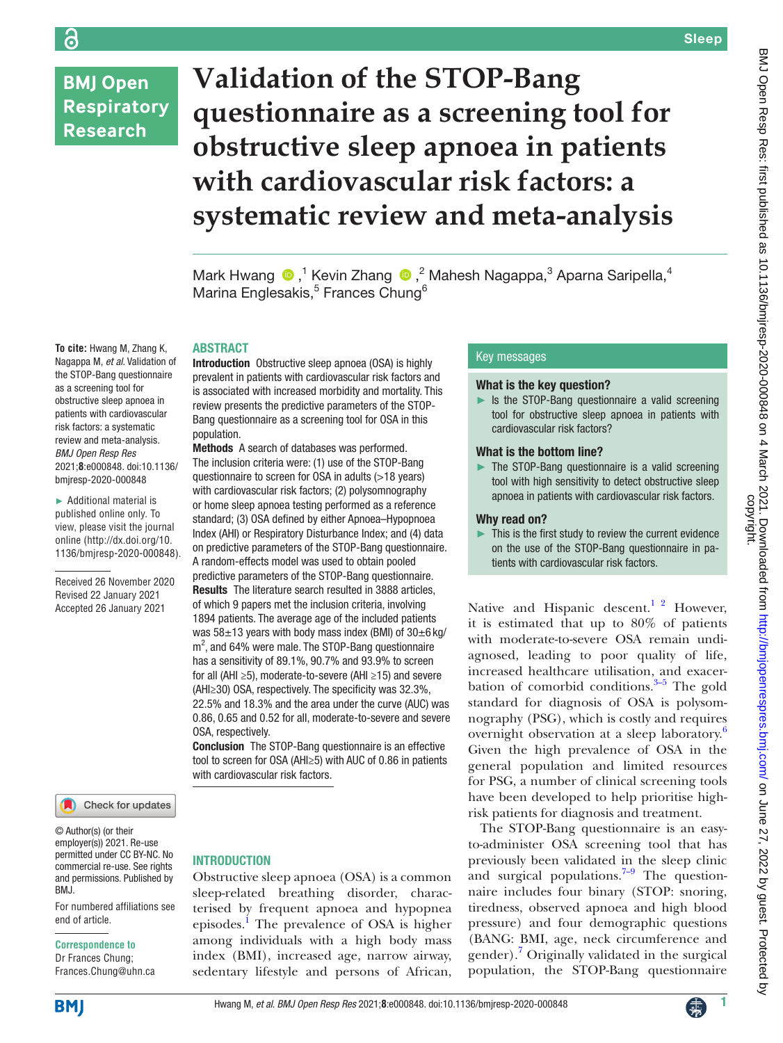# Validation of the STOP-Bang questionnaire as a screening tool for obstructive sleep apnoea in patients with cardiovascular risk factors: a systematic review and meta-analysis

Mark Hwang,[1] Kevin Zhang,[2] Mahesh Nagappa,[3] Aparna Saripella,[4] Marina Englesakis,[5] Frances Chung[6]

**To cite:** Hwang M, Zhang K, Nagappa M, *et al*. Validation of the STOP-Bang questionnaire as a screening tool for obstructive sleep apnoea in patients with cardiovascular risk factors: a systematic review and meta-analysis. *BMJ Open Resp Res* 2021;**8**:e000848. doi:10.1136/bmjresp-2020-000848

► Additional material is published online only. To view, please visit the journal online (http://dx.doi.org/10.1136/bmjresp-2020-000848).

Received 26 November 2020
Revised 22 January 2021
Accepted 26 January 2021

## ABSTRACT

**Introduction** Obstructive sleep apnoea (OSA) is highly prevalent in patients with cardiovascular risk factors and is associated with increased morbidity and mortality. This review presents the predictive parameters of the STOP-Bang questionnaire as a screening tool for OSA in this population.

**Methods** A search of databases was performed. The inclusion criteria were: (1) use of the STOP-Bang questionnaire to screen for OSA in adults (>18 years) with cardiovascular risk factors; (2) polysomnography or home sleep apnoea testing performed as a reference standard; (3) OSA defined by either Apnoea–Hypopnoea Index (AHI) or Respiratory Disturbance Index; and (4) data on predictive parameters of the STOP-Bang questionnaire. A random-effects model was used to obtain pooled predictive parameters of the STOP-Bang questionnaire.

**Results** The literature search resulted in 3888 articles, of which 9 papers met the inclusion criteria, involving 1894 patients. The average age of the included patients was 58±13 years with body mass index (BMI) of 30±6 kg/m$^2$, and 64% were male. The STOP-Bang questionnaire has a sensitivity of 89.1%, 90.7% and 93.9% to screen for all (AHI ≥5), moderate-to-severe (AHI ≥15) and severe (AHI≥30) OSA, respectively. The specificity was 32.3%, 22.5% and 18.3% and the area under the curve (AUC) was 0.86, 0.65 and 0.52 for all, moderate-to-severe and severe OSA, respectively.

**Conclusion** The STOP-Bang questionnaire is an effective tool to screen for OSA (AHI≥5) with AUC of 0.86 in patients with cardiovascular risk factors.

## Key messages

### What is the key question?

► Is the STOP-Bang questionnaire a valid screening tool for obstructive sleep apnoea in patients with cardiovascular risk factors?

### What is the bottom line?

► The STOP-Bang questionnaire is a valid screening tool with high sensitivity to detect obstructive sleep apnoea in patients with cardiovascular risk factors.

### Why read on?

► This is the first study to review the current evidence on the use of the STOP-Bang questionnaire in patients with cardiovascular risk factors.

## INTRODUCTION

Obstructive sleep apnoea (OSA) is a common sleep-related breathing disorder, characterised by frequent apnoea and hypopnea episodes.[1] The prevalence of OSA is higher among individuals with a high body mass index (BMI), increased age, narrow airway, sedentary lifestyle and persons of African, Native and Hispanic descent.[1 2] However, it is estimated that up to 80% of patients with moderate-to-severe OSA remain undiagnosed, leading to poor quality of life, increased healthcare utilisation, and exacerbation of comorbid conditions.[3–5] The gold standard for diagnosis of OSA is polysomnography (PSG), which is costly and requires overnight observation at a sleep laboratory.[6] Given the high prevalence of OSA in the general population and limited resources for PSG, a number of clinical screening tools have been developed to help prioritise high-risk patients for diagnosis and treatment.

The STOP-Bang questionnaire is an easy-to-administer OSA screening tool that has previously been validated in the sleep clinic and surgical populations.[7–9] The questionnaire includes four binary (STOP: snoring, tiredness, observed apnoea and high blood pressure) and four demographic questions (BANG: BMI, age, neck circumference and gender).[7] Originally validated in the surgical population, the STOP-Bang questionnaire

© Author(s) (or their employer(s)) 2021. Re-use permitted under CC BY-NC. No commercial re-use. See rights and permissions. Published by BMJ.

For numbered affiliations see end of article.

**Correspondence to**
Dr Frances Chung;
Frances.Chung@uhn.ca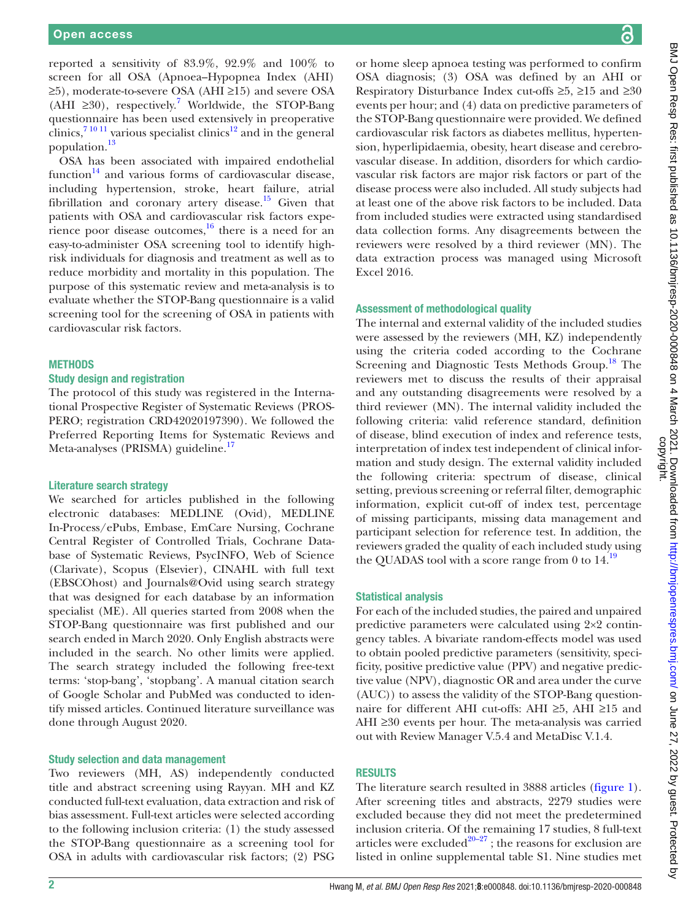reported a sensitivity of 83.9%, 92.9% and 100% to screen for all OSA (Apnoea–Hypopnea Index (AHI) ≥5), moderate-to-severe OSA (AHI ≥15) and severe OSA (AHI ≥30), respectively.[7] Worldwide, the STOP-Bang questionnaire has been used extensively in preoperative clinics,[7 10 11] various specialist clinics[12] and in the general population.[13]

OSA has been associated with impaired endothelial function[14] and various forms of cardiovascular disease, including hypertension, stroke, heart failure, atrial fibrillation and coronary artery disease.[15] Given that patients with OSA and cardiovascular risk factors experience poor disease outcomes,[16] there is a need for an easy-to-administer OSA screening tool to identify high-risk individuals for diagnosis and treatment as well as to reduce morbidity and mortality in this population. The purpose of this systematic review and meta-analysis is to evaluate whether the STOP-Bang questionnaire is a valid screening tool for the screening of OSA in patients with cardiovascular risk factors.

## METHODS

### Study design and registration

The protocol of this study was registered in the International Prospective Register of Systematic Reviews (PROSPERO; registration CRD42020197390). We followed the Preferred Reporting Items for Systematic Reviews and Meta-analyses (PRISMA) guideline.[17]

### Literature search strategy

We searched for articles published in the following electronic databases: MEDLINE (Ovid), MEDLINE In-Process/ePubs, Embase, EmCare Nursing, Cochrane Central Register of Controlled Trials, Cochrane Database of Systematic Reviews, PsycINFO, Web of Science (Clarivate), Scopus (Elsevier), CINAHL with full text (EBSCOhost) and Journals@Ovid using search strategy that was designed for each database by an information specialist (ME). All queries started from 2008 when the STOP-Bang questionnaire was first published and our search ended in March 2020. Only English abstracts were included in the search. No other limits were applied. The search strategy included the following free-text terms: 'stop-bang', 'stopbang'. A manual citation search of Google Scholar and PubMed was conducted to identify missed articles. Continued literature surveillance was done through August 2020.

### Study selection and data management

Two reviewers (MH, AS) independently conducted title and abstract screening using Rayyan. MH and KZ conducted full-text evaluation, data extraction and risk of bias assessment. Full-text articles were selected according to the following inclusion criteria: (1) the study assessed the STOP-Bang questionnaire as a screening tool for OSA in adults with cardiovascular risk factors; (2) PSG or home sleep apnoea testing was performed to confirm OSA diagnosis; (3) OSA was defined by an AHI or Respiratory Disturbance Index cut-offs ≥5, ≥15 and ≥30 events per hour; and (4) data on predictive parameters of the STOP-Bang questionnaire were provided. We defined cardiovascular risk factors as diabetes mellitus, hypertension, hyperlipidaemia, obesity, heart disease and cerebrovascular disease. In addition, disorders for which cardiovascular risk factors are major risk factors or part of the disease process were also included. All study subjects had at least one of the above risk factors to be included. Data from included studies were extracted using standardised data collection forms. Any disagreements between the reviewers were resolved by a third reviewer (MN). The data extraction process was managed using Microsoft Excel 2016.

### Assessment of methodological quality

The internal and external validity of the included studies were assessed by the reviewers (MH, KZ) independently using the criteria coded according to the Cochrane Screening and Diagnostic Tests Methods Group.[18] The reviewers met to discuss the results of their appraisal and any outstanding disagreements were resolved by a third reviewer (MN). The internal validity included the following criteria: valid reference standard, definition of disease, blind execution of index and reference tests, interpretation of index test independent of clinical information and study design. The external validity included the following criteria: spectrum of disease, clinical setting, previous screening or referral filter, demographic information, explicit cut-off of index test, percentage of missing participants, missing data management and participant selection for reference test. In addition, the reviewers graded the quality of each included study using the QUADAS tool with a score range from 0 to 14.[19]

### Statistical analysis

For each of the included studies, the paired and unpaired predictive parameters were calculated using 2×2 contingency tables. A bivariate random-effects model was used to obtain pooled predictive parameters (sensitivity, specificity, positive predictive value (PPV) and negative predictive value (NPV), diagnostic OR and area under the curve (AUC)) to assess the validity of the STOP-Bang questionnaire for different AHI cut-offs: AHI ≥5, AHI ≥15 and AHI ≥30 events per hour. The meta-analysis was carried out with Review Manager V.5.4 and MetaDisc V.1.4.

## RESULTS

The literature search resulted in 3888 articles (figure 1). After screening titles and abstracts, 2279 studies were excluded because they did not meet the predetermined inclusion criteria. Of the remaining 17 studies, 8 full-text articles were excluded[20–27]; the reasons for exclusion are listed in online supplemental table S1. Nine studies met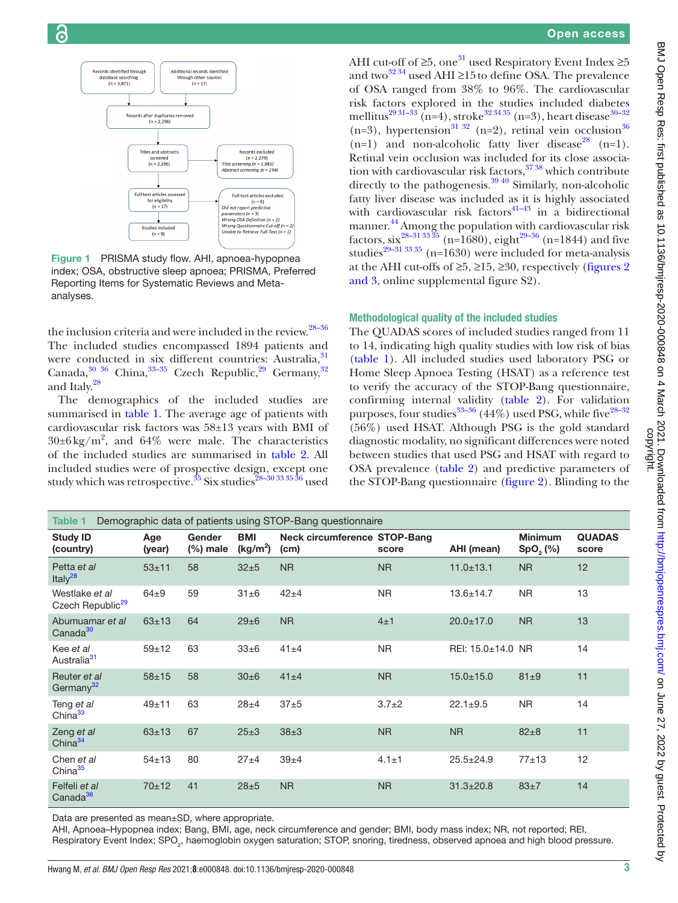Records identified through database searching (n = 3,871)

Additional records identified through other sources (n = 17)

Records after duplicates removed (n = 2,296)

Titles and abstracts screened (n = 2,296)

Records excluded (n = 2,279)
*Title screening (n = 1,985)*
*Abstract screening (n = 294)*

Full-text articles assessed for eligibility (n = 17)

Full-text articles excluded (n = 8)
*Did not report predictive parameters (n = 3)*
*Wrong OSA Definition (n = 2)*
*Wrong Questionnaire Cut-off (n = 2)*
*Unable to Retrieve Full-Text (n = 1)*

Studies included (n = 9)

**Figure 1** PRISMA study flow. AHI, apnoea-hypopnea index; OSA, obstructive sleep apnoea; PRISMA, Preferred Reporting Items for Systematic Reviews and Meta-analyses.

the inclusion criteria and were included in the review.[28–36] The included studies encompassed 1894 patients and were conducted in six different countries: Australia,[31] Canada,[30 36] China,[33–35] Czech Republic,[29] Germany,[32] and Italy.[28]

The demographics of the included studies are summarised in table 1. The average age of patients with cardiovascular risk factors was 58±13 years with BMI of 30±6 kg/m$^2$, and 64% were male. The characteristics of the included studies are summarised in table 2. All included studies were of prospective design, except one study which was retrospective.[35] Six studies[28–30 33 35 36] used AHI cut-off of ≥5, one[31] used Respiratory Event Index ≥5 and two[32 34] used AHI ≥15 to define OSA. The prevalence of OSA ranged from 38% to 96%. The cardiovascular risk factors explored in the studies included diabetes mellitus[29 31–33] (n=4), stroke[32 34 35] (n=3), heart disease[30–32] (n=3), hypertension[31 32] (n=2), retinal vein occlusion[36] (n=1) and non-alcoholic fatty liver disease[28] (n=1). Retinal vein occlusion was included for its close association with cardiovascular risk factors,[37 38] which contribute directly to the pathogenesis.[39 40] Similarly, non-alcoholic fatty liver disease was included as it is highly associated with cardiovascular risk factors[41–43] in a bidirectional manner.[44] Among the population with cardiovascular risk factors, six[28–31 33 35] (n=1680), eight[29–36] (n=1844) and five studies[29–31 33 35] (n=1630) were included for meta-analysis at the AHI cut-offs of ≥5, ≥15, ≥30, respectively (figures 2 and 3, online supplemental figure S2).

### Methodological quality of the included studies

The QUADAS scores of included studies ranged from 11 to 14, indicating high quality studies with low risk of bias (table 1). All included studies used laboratory PSG or Home Sleep Apnoea Testing (HSAT) as a reference test to verify the accuracy of the STOP-Bang questionnaire, confirming internal validity (table 2). For validation purposes, four studies[33–36] (44%) used PSG, while five[28–32] (56%) used HSAT. Although PSG is the gold standard diagnostic modality, no significant differences were noted between studies that used PSG and HSAT with regard to OSA prevalence (table 2) and predictive parameters of the STOP-Bang questionnaire (figure 2). Blinding to the

**Table 1** Demographic data of patients using STOP-Bang questionnaire

| Study ID (country) | Age (year) | Gender (%) male | BMI (kg/m$^2$) | Neck circumference (cm) | STOP-Bang score | AHI (mean) | Minimum $SpO_2$ (%) | QUADAS score |
|---|---|---|---|---|---|---|---|---|
| Petta *et al* Italy[28] | 53±11 | 58 | 32±5 | NR | NR | 11.0±13.1 | NR | 12 |
| Westlake *et al* Czech Republic[29] | 64±9 | 59 | 31±6 | 42±4 | NR | 13.6±14.7 | NR | 13 |
| Abumuamar *et al* Canada[30] | 63±13 | 64 | 29±6 | NR | 4±1 | 20.0±17.0 | NR | 13 |
| Kee *et al* Australia[31] | 59±12 | 63 | 33±6 | 41±4 | NR | REI: 15.0±14.0 | NR | 14 |
| Reuter *et al* Germany[32] | 58±15 | 58 | 30±6 | 41±4 | NR | 15.0±15.0 | 81±9 | 11 |
| Teng *et al* China[33] | 49±11 | 63 | 28±4 | 37±5 | 3.7±2 | 22.1±9.5 | NR | 14 |
| Zeng *et al* China[34] | 63±13 | 67 | 25±3 | 38±3 | NR | NR | 82±8 | 11 |
| Chen *et al* China[35] | 54±13 | 80 | 27±4 | 39±4 | 4.1±1 | 25.5±24.9 | 77±13 | 12 |
| Felfeli *et al* Canada[36] | 70±12 | 41 | 28±5 | NR | NR | 31.3±20.8 | 83±7 | 14 |

Data are presented as mean±SD, where appropriate.
AHI, Apnoea–Hypopnea index; Bang, BMI, age, neck circumference and gender; BMI, body mass index; NR, not reported; REI, Respiratory Event Index; $SpO_2$, haemoglobin oxygen saturation; STOP, snoring, tiredness, observed apnoea and high blood pressure.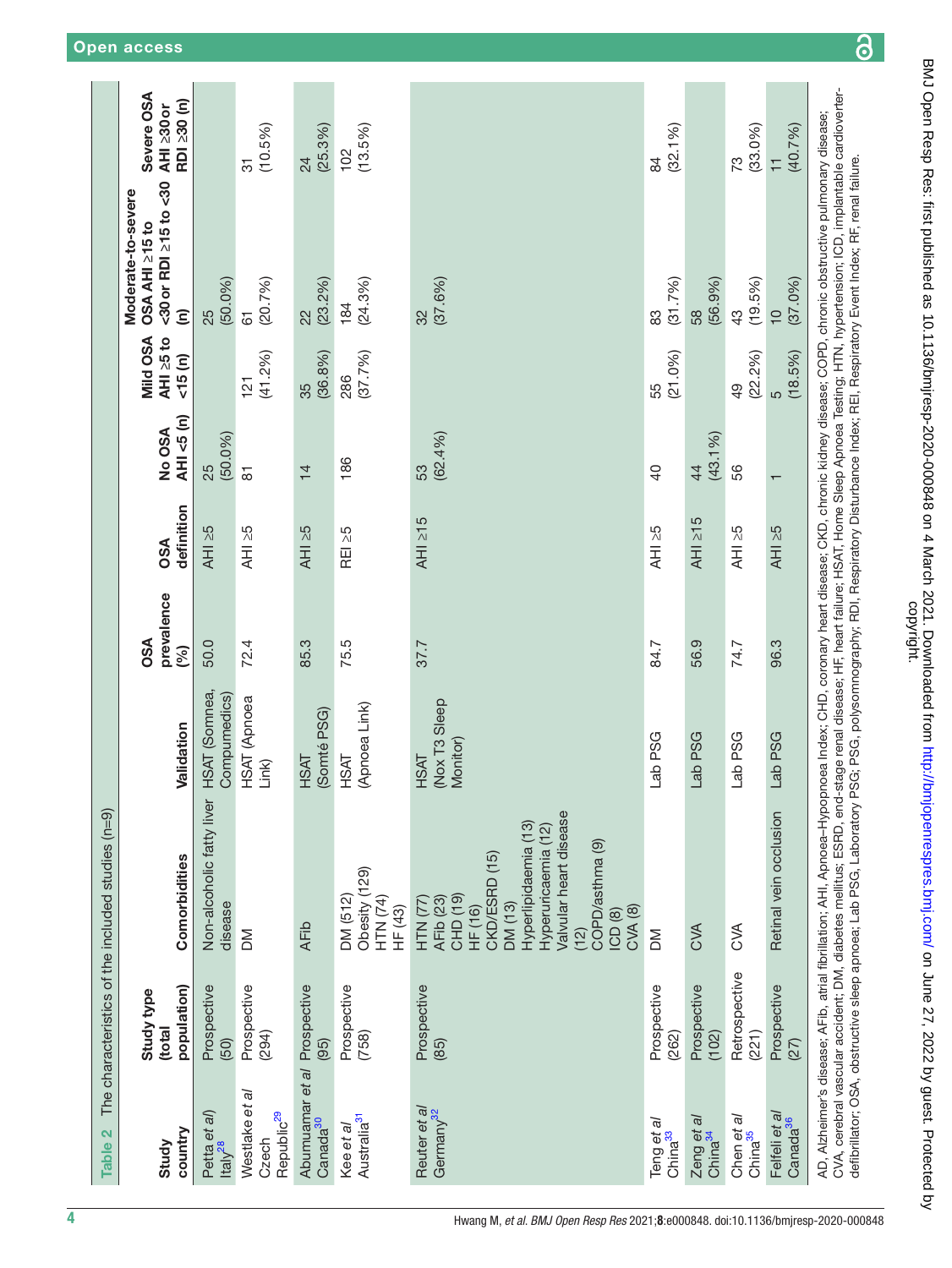**Table 2** The characteristics of the included studies (n=9)

| Study country | Study type (total population) | Comorbidities | Validation | OSA prevalence (%) | OSA definition | No OSA AHI <5 (n) | Mild OSA AHI ≥5 to <15 (n) | Moderate-to-severe OSA AHI ≥15 to <30 or RDI ≥15 to <30 (n) | Severe OSA AHI ≥30 or RDI ≥30 (n) |
|---|---|---|---|---|---|---|---|---|---|
| Petta *et al*) Italy[28] | Prospective (50) | Non-alcoholic fatty liver disease | HSAT (Somnea, Compumedics) | 50.0 | AHI ≥5 | 25 (50.0%) | | 25 (50.0%) | |
| Westlake *et al* Czech Republic[29] | Prospective (294) | DM | HSAT (Apnoea Link) | 72.4 | AHI ≥5 | 81 | 121 (41.2%) | 61 (20.7%) | 31 (10.5%) |
| Abumuamar *et al* Canada[30] | Prospective (95) | AFib | HSAT (Somté PSG) | 85.3 | AHI ≥5 | 14 | 35 (36.8%) | 22 (23.2%) | 24 (25.3%) |
| Kee *et al* Australia[31] | Prospective (758) | DM (512) Obesity (129) HTN (74) HF (43) | HSAT (Apnoea Link) | 75.5 | REI ≥5 | 186 | 286 (37.7%) | 184 (24.3%) | 102 (13.5%) |
| Reuter *et al* Germany[32] | Prospective (85) | HTN (77) AFib (23) CHD (19) HF (16) CKD/ESRD (15) DM (13) Hyperlipidaemia (13) Hyperuricaemia (12) Valvular heart disease (12) COPD/asthma (9) ICD (8) CVA (8) | HSAT (Nox T3 Sleep Monitor) | 37.7 | AHI ≥15 | 53 (62.4%) | | 32 (37.6%) | |
| Teng *et al* China[33] | Prospective (262) | DM | Lab PSG | 84.7 | AHI ≥5 | 40 | 55 (21.0%) | 83 (31.7%) | 84 (32.1%) |
| Zeng *et al* China[34] | Prospective (102) | CVA | Lab PSG | 56.9 | AHI ≥15 | 44 (43.1%) | | 58 (56.9%) | |
| Chen *et al* China[35] | Retrospective (221) | CVA | Lab PSG | 74.7 | AHI ≥5 | 56 | 49 (22.2%) | 43 (19.5%) | 73 (33.0%) |
| Felfeli *et al* Canada[36] | Prospective (27) | Retinal vein occlusion | Lab PSG | 96.3 | AHI ≥5 | 1 | 5 (18.5%) | 10 (37.0%) | 11 (40.7%) |

AD, Alzheimer's disease; AFib, atrial fibrillation; AHI, Apnoea–Hypopnoea Index; CHD, coronary heart disease; CKD, chronic kidney disease; COPD, chronic obstructive pulmonary disease; CVA, cerebral vascular accident; DM, diabetes mellitus; ESRD, end-stage renal disease; HF, heart failure; HSAT, Home Sleep Apnoea Testing; HTN, hypertension; ICD, implantable cardioverter-defibrillator; OSA, obstructive sleep apnoea; Lab PSG, Laboratory PSG; PSG, polysomnography; RDI, Respiratory Disturbance Index; REI, Respiratory Event Index; RF, renal failure.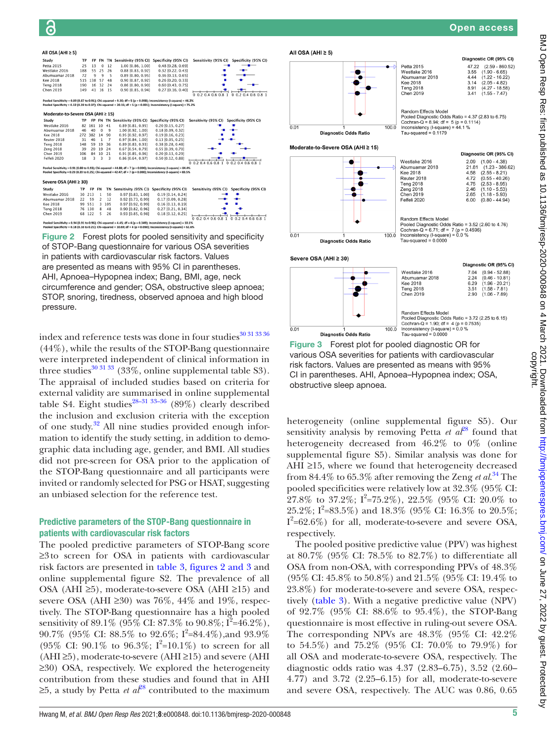**All OSA (AHI ≥ 5)**

| Study | TP | FP | FN | TN | Sensitivity (95% CI) | Specificity (95% CI) |
|---|---|---|---|---|---|---|
| Petta 2015 | 25 | 13 | 0 | 12 | 1.00 [0.86, 1.00] | 0.48 [0.28, 0.69] |
| Westlake 2016 | 188 | 55 | 25 | 26 | 0.88 [0.83, 0.92] | 0.32 [0.22, 0.43] |
| Abumuamar 2018 | 72 | 9 | 9 | 5 | 0.89 [0.80, 0.95] | 0.36 [0.13, 0.65] |
| Kee 2018 | 515 | 138 | 57 | 48 | 0.90 [0.87, 0.92] | 0.26 [0.20, 0.33] |
| Teng 2018 | 190 | 16 | 32 | 24 | 0.86 [0.80, 0.90] | 0.60 [0.43, 0.75] |
| Chen 2019 | 149 | 41 | 16 | 15 | 0.90 [0.85, 0.94] | 0.27 [0.16, 0.40] |

Pooled Sensitivity = 0.89 (0.87 to 0.91); Chi-squared = 9.30; df = 5 (p = 0.098); Inconsistency (I-square) = 46.2%
Pooled Specificity = 0.32 (0.28 to 0.37); Chi-squared = 20.15; df = 5 (p = 0.001); Inconsistency (I-square) = 75.2%

**Moderate-to-Severe OSA (AHI ≥ 15)**

| Study | TP | FP | FN | TN | Sensitivity (95% CI) | Specificity (95% CI) |
|---|---|---|---|---|---|---|
| Westlake 2016 | 82 | 161 | 10 | 41 | 0.89 [0.81, 0.95] | 0.20 [0.15, 0.27] |
| Abumuamar 2018 | 46 | 40 | 0 | 9 | 1.00 [0.92, 1.00] | 0.18 [0.09, 0.32] |
| Kee 2018 | 272 | 382 | 14 | 90 | 0.95 [0.92, 0.97] | 0.19 [0.16, 0.23] |
| Reuter 2018 | 31 | 46 | 1 | 7 | 0.97 [0.84, 1.00] | 0.13 [0.05, 0.25] |
| Teng 2018 | 148 | 59 | 19 | 36 | 0.89 [0.83, 0.93] | 0.38 [0.28, 0.48] |
| Zeng 2018 | 39 | 20 | 19 | 24 | 0.67 [0.54, 0.79] | 0.55 [0.39, 0.70] |
| Chen 2019 | 106 | 84 | 10 | 21 | 0.91 [0.85, 0.96] | 0.20 [0.13, 0.29] |
| Felfeli 2020 | 18 | 3 | 3 | 3 | 0.86 [0.64, 0.97] | 0.50 [0.12, 0.88] |

Pooled Sensitivity = 0.91 (0.88 to 0.93); Chi-squared = 44.88; df = 7 (p = 0.000); Inconsistency (I-square) = 84.4%
Pooled Specificity = 0.23 (0.20 to 0.25); Chi-squared = 42.47; df = 7 (p = 0.000); Inconsistency (I-square) = 83.5%

**Severe OSA (AHI ≥ 30)**

| Study | TP | FP | FN | TN | Sensitivity (95% CI) | Specificity (95% CI) |
|---|---|---|---|---|---|---|
| Westlake 2016 | 30 | 213 | 1 | 50 | 0.97 [0.83, 1.00] | 0.19 [0.14, 0.24] |
| Abumuamar 2018 | 22 | 59 | 2 | 12 | 0.92 [0.73, 0.99] | 0.17 [0.09, 0.28] |
| Kee 2018 | 99 | 551 | 3 | 105 | 0.97 [0.92, 0.99] | 0.16 [0.13, 0.19] |
| Teng 2018 | 76 | 130 | 8 | 48 | 0.90 [0.82, 0.96] | 0.27 [0.21, 0.34] |
| Chen 2019 | 68 | 122 | 5 | 26 | 0.93 [0.85, 0.98] | 0.18 [0.12, 0.25] |

Pooled Sensitivity = 0.94 (0.91 to 0.96); Chi-squared = 4.45; df = 4 (p = 0.349); Inconsistency (I-square) = 10.1%
Pooled Specificity = 0.18 (0.16 to 0.21); Chi-squared = 10.69; df = 4 (p = 0.030); Inconsistency (I-square) = 62.6%

**Figure 2** Forest plots for pooled sensitivity and specificity of STOP-Bang questionnaire for various OSA severities in patients with cardiovascular risk factors. Values are presented as means with 95% CI in parentheses. AHI, Apnoea–Hypopnea index; Bang, BMI, age, neck circumference and gender; OSA, obstructive sleep apnoea; STOP, snoring, tiredness, observed apnoea and high blood pressure.

**All OSA (AHI ≥ 5)**

| Study | Diagnostic OR (95% CI) |
|---|---|
| Petta 2015 | 47.22 (2.59 - 860.52) |
| Westlake 2016 | 3.55 (1.90 - 6.65) |
| Abumuamar 2018 | 4.44 (1.22 - 16.22) |
| Kee 2018 | 3.14 (2.05 - 4.82) |
| Teng 2018 | 8.91 (4.27 - 18.58) |
| Chen 2019 | 3.41 (1.55 - 7.47) |

Random Effects Model
Pooled Diagnostic Odds Ratio = 4.37 (2.83 to 6.75)
Cochran-Q = 8.94; df = 5 (p = 0.1114)
Inconsistency (I-square) = 44.1 %
Tau-squared = 0.1179

**Moderate-to-Severe OSA (AHI ≥ 15)**

| Study | Diagnostic OR (95% CI) |
|---|---|
| Westlake 2016 | 2.09 (1.00 - 4.38) |
| Abumuamar 2018 | 21.81 (1.23 - 386.62) |
| Kee 2018 | 4.58 (2.55 - 8.21) |
| Reuter 2018 | 4.72 (0.55 - 40.26) |
| Teng 2018 | 4.75 (2.53 - 8.95) |
| Zeng 2018 | 2.46 (1.10 - 5.53) |
| Chen 2019 | 2.65 (1.18 - 5.93) |
| Felfeli 2020 | 6.00 (0.80 - 44.94) |

Random Effects Model
Pooled Diagnostic Odds Ratio = 3.52 (2.60 to 4.76)
Cochran-Q = 6.71; df = 7 (p = 0.4596)
Inconsistency (I-square) = 0.0 %
Tau-squared = 0.0000

**Severe OSA (AHI ≥ 30)**

| Study | Diagnostic OR (95% CI) |
|---|---|
| Westlake 2016 | 7.04 (0.94 - 52.88) |
| Abumuamar 2018 | 2.24 (0.46 - 10.81) |
| Kee 2018 | 6.29 (1.96 - 20.21) |
| Teng 2018 | 3.51 (1.58 - 7.81) |
| Chen 2019 | 2.90 (1.06 - 7.89) |

Random Effects Model
Pooled Diagnostic Odds Ratio = 3.72 (2.25 to 6.15)
Cochran-Q = 1.90; df = 4 (p = 0.7535)
Inconsistency (I-square) = 0.0 %
Tau-squared = 0.0000

**Figure 3** Forest plot for pooled diagnostic OR for various OSA severities for patients with cardiovascular risk factors. Values are presented as means with 95% CI in parentheses. AHI, Apnoea–Hypopnea index; OSA, obstructive sleep apnoea.

index and reference tests was done in four studies[30 31 33 36] (44%), while the results of the STOP-Bang questionnaire were interpreted independent of clinical information in three studies[30 31 33] (33%, online supplemental table S3). The appraisal of included studies based on criteria for external validity are summarised in online supplemental table S4. Eight studies[28–31 33–36] (89%) clearly described the inclusion and exclusion criteria with the exception of one study.[32] All nine studies provided enough information to identify the study setting, in addition to demographic data including age, gender, and BMI. All studies did not pre-screen for OSA prior to the application of the STOP-Bang questionnaire and all participants were invited or randomly selected for PSG or HSAT, suggesting an unbiased selection for the reference test.

## Predictive parameters of the STOP-Bang questionnaire in patients with cardiovascular risk factors

The pooled predictive parameters of STOP-Bang score ≥3 to screen for OSA in patients with cardiovascular risk factors are presented in table 3, figures 2 and 3 and online supplemental figure S2. The prevalence of all OSA (AHI ≥5), moderate-to-severe OSA (AHI ≥15) and severe OSA (AHI ≥30) was 76%, 44% and 19%, respectively. The STOP-Bang questionnaire has a high pooled sensitivity of 89.1% (95% CI: 87.3% to 90.8%; $I^2$=46.2%), 90.7% (95% CI: 88.5% to 92.6%; $I^2$=84.4%), and 93.9% (95% CI: 90.1% to 96.3%; $I^2$=10.1%) to screen for all (AHI ≥5), moderate-to-severe (AHI ≥15) and severe (AHI ≥30) OSA, respectively. We explored the heterogeneity contribution from these studies and found that in AHI ≥5, a study by Petta *et al*[28] contributed to the maximum heterogeneity (online supplemental figure S5). Our sensitivity analysis by removing Petta *et al*[28] found that heterogeneity decreased from 46.2% to 0% (online supplemental figure S5). Similar analysis was done for AHI ≥15, where we found that heterogeneity decreased from 84.4% to 65.3% after removing the Zeng *et al*.[34] The pooled specificities were relatively low at 32.3% (95% CI: 27.8% to 37.2%; $I^2$=75.2%), 22.5% (95% CI: 20.0% to 25.2%; $I^2$=83.5%) and 18.3% (95% CI: 16.3% to 20.5%; $I^2$=62.6%) for all, moderate-to-severe and severe OSA, respectively.

The pooled positive predictive value (PPV) was highest at 80.7% (95% CI: 78.5% to 82.7%) to differentiate all OSA from non-OSA, with corresponding PPVs of 48.3% (95% CI: 45.8% to 50.8%) and 21.5% (95% CI: 19.4% to 23.8%) for moderate-to-severe and severe OSA, respectively (table 3). With a negative predictive value (NPV) of 92.7% (95% CI: 88.6% to 95.4%), the STOP-Bang questionnaire is most effective in ruling-out severe OSA. The corresponding NPVs are 48.3% (95% CI: 42.2% to 54.5%) and 75.2% (95% CI: 70.0% to 79.9%) for all OSA and moderate-to-severe OSA, respectively. The diagnostic odds ratio was 4.37 (2.83–6.75), 3.52 (2.60–4.77) and 3.72 (2.25–6.15) for all, moderate-to-severe and severe OSA, respectively. The AUC was 0.86, 0.65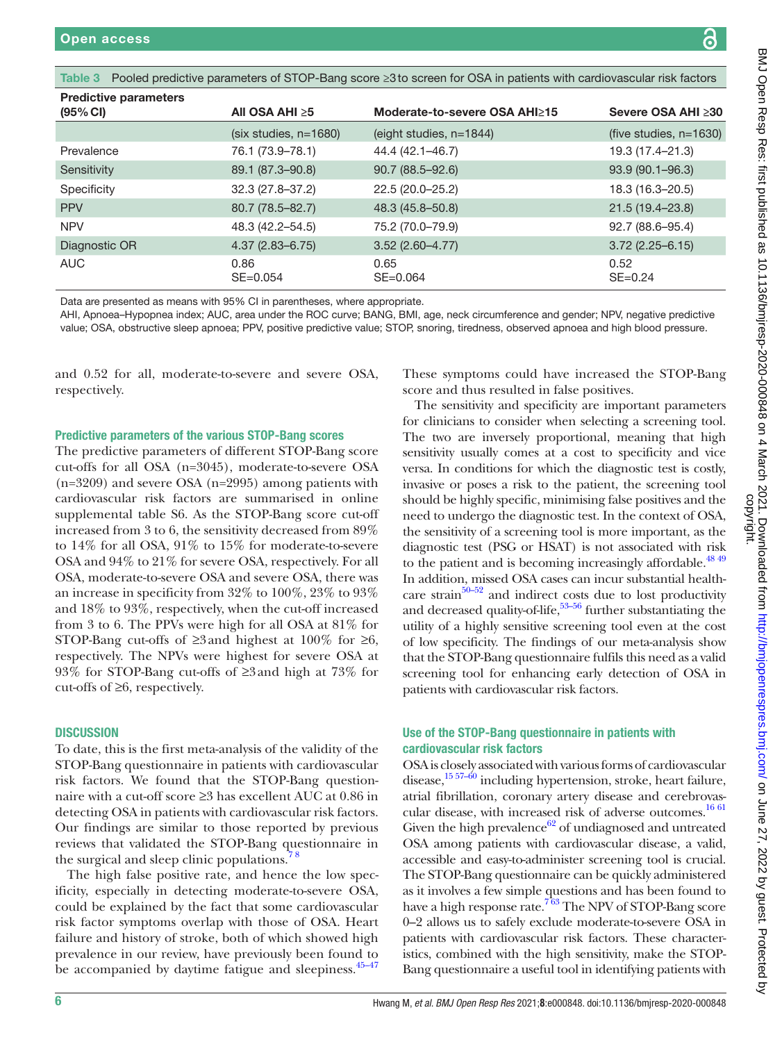**Table 3** Pooled predictive parameters of STOP-Bang score ≥3 to screen for OSA in patients with cardiovascular risk factors

| Predictive parameters (95% CI) | All OSA AHI ≥5 | Moderate-to-severe OSA AHI≥15 | Severe OSA AHI ≥30 |
|---|---|---|---|
| | (six studies, n=1680) | (eight studies, n=1844) | (five studies, n=1630) |
| Prevalence | 76.1 (73.9–78.1) | 44.4 (42.1–46.7) | 19.3 (17.4–21.3) |
| Sensitivity | 89.1 (87.3–90.8) | 90.7 (88.5–92.6) | 93.9 (90.1–96.3) |
| Specificity | 32.3 (27.8–37.2) | 22.5 (20.0–25.2) | 18.3 (16.3–20.5) |
| PPV | 80.7 (78.5–82.7) | 48.3 (45.8–50.8) | 21.5 (19.4–23.8) |
| NPV | 48.3 (42.2–54.5) | 75.2 (70.0–79.9) | 92.7 (88.6–95.4) |
| Diagnostic OR | 4.37 (2.83–6.75) | 3.52 (2.60–4.77) | 3.72 (2.25–6.15) |
| AUC | 0.86 SE=0.054 | 0.65 SE=0.064 | 0.52 SE=0.24 |

Data are presented as means with 95% CI in parentheses, where appropriate.

AHI, Apnoea–Hypopnea index; AUC, area under the ROC curve; BANG, BMI, age, neck circumference and gender; NPV, negative predictive value; OSA, obstructive sleep apnoea; PPV, positive predictive value; STOP, snoring, tiredness, observed apnoea and high blood pressure.

and 0.52 for all, moderate-to-severe and severe OSA, respectively.

### Predictive parameters of the various STOP-Bang scores

The predictive parameters of different STOP-Bang score cut-offs for all OSA (n=3045), moderate-to-severe OSA (n=3209) and severe OSA (n=2995) among patients with cardiovascular risk factors are summarised in online supplemental table S6. As the STOP-Bang score cut-off increased from 3 to 6, the sensitivity decreased from 89% to 14% for all OSA, 91% to 15% for moderate-to-severe OSA and 94% to 21% for severe OSA, respectively. For all OSA, moderate-to-severe OSA and severe OSA, there was an increase in specificity from 32% to 100%, 23% to 93% and 18% to 93%, respectively, when the cut-off increased from 3 to 6. The PPVs were high for all OSA at 81% for STOP-Bang cut-offs of ≥3 and highest at 100% for ≥6, respectively. The NPVs were highest for severe OSA at 93% for STOP-Bang cut-offs of ≥3 and high at 73% for cut-offs of ≥6, respectively.

## DISCUSSION

To date, this is the first meta-analysis of the validity of the STOP-Bang questionnaire in patients with cardiovascular risk factors. We found that the STOP-Bang questionnaire with a cut-off score ≥3 has excellent AUC at 0.86 in detecting OSA in patients with cardiovascular risk factors. Our findings are similar to those reported by previous reviews that validated the STOP-Bang questionnaire in the surgical and sleep clinic populations.[7 8]

The high false positive rate, and hence the low specificity, especially in detecting moderate-to-severe OSA, could be explained by the fact that some cardiovascular risk factor symptoms overlap with those of OSA. Heart failure and history of stroke, both of which showed high prevalence in our review, have previously been found to be accompanied by daytime fatigue and sleepiness.[45–47] These symptoms could have increased the STOP-Bang score and thus resulted in false positives.

The sensitivity and specificity are important parameters for clinicians to consider when selecting a screening tool. The two are inversely proportional, meaning that high sensitivity usually comes at a cost to specificity and vice versa. In conditions for which the diagnostic test is costly, invasive or poses a risk to the patient, the screening tool should be highly specific, minimising false positives and the need to undergo the diagnostic test. In the context of OSA, the sensitivity of a screening tool is more important, as the diagnostic test (PSG or HSAT) is not associated with risk to the patient and is becoming increasingly affordable.[48 49] In addition, missed OSA cases can incur substantial healthcare strain[50–52] and indirect costs due to lost productivity and decreased quality-of-life,[53–56] further substantiating the utility of a highly sensitive screening tool even at the cost of low specificity. The findings of our meta-analysis show that the STOP-Bang questionnaire fulfils this need as a valid screening tool for enhancing early detection of OSA in patients with cardiovascular risk factors.

### Use of the STOP-Bang questionnaire in patients with cardiovascular risk factors

OSA is closely associated with various forms of cardiovascular disease,[15 57–60] including hypertension, stroke, heart failure, atrial fibrillation, coronary artery disease and cerebrovascular disease, with increased risk of adverse outcomes.[16 61] Given the high prevalence[62] of undiagnosed and untreated OSA among patients with cardiovascular disease, a valid, accessible and easy-to-administer screening tool is crucial. The STOP-Bang questionnaire can be quickly administered as it involves a few simple questions and has been found to have a high response rate.[7 63] The NPV of STOP-Bang score 0–2 allows us to safely exclude moderate-to-severe OSA in patients with cardiovascular risk factors. These characteristics, combined with the high sensitivity, make the STOP-Bang questionnaire a useful tool in identifying patients with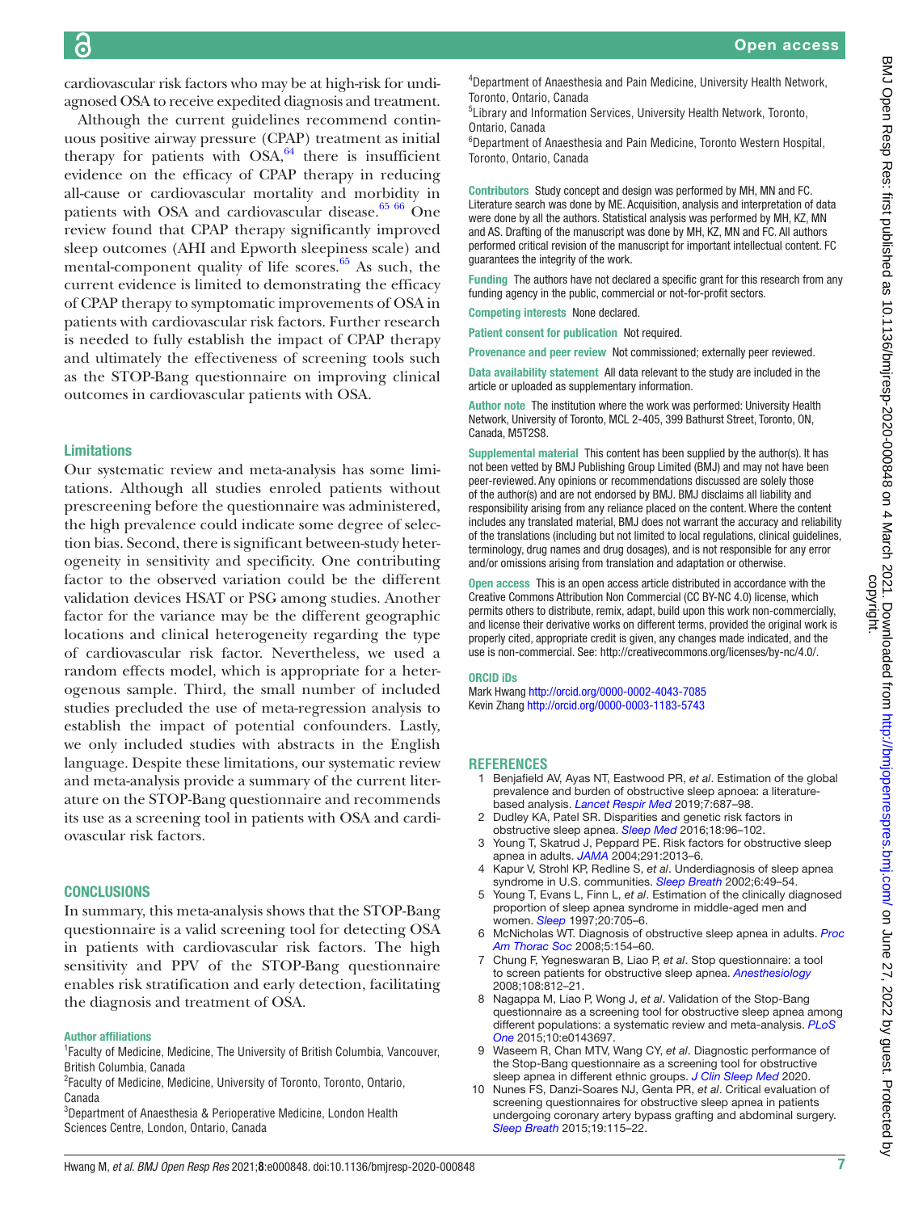cardiovascular risk factors who may be at high-risk for undiagnosed OSA to receive expedited diagnosis and treatment.

Although the current guidelines recommend continuous positive airway pressure (CPAP) treatment as initial therapy for patients with OSA,[64] there is insufficient evidence on the efficacy of CPAP therapy in reducing all-cause or cardiovascular mortality and morbidity in patients with OSA and cardiovascular disease.[65 66] One review found that CPAP therapy significantly improved sleep outcomes (AHI and Epworth sleepiness scale) and mental-component quality of life scores.[65] As such, the current evidence is limited to demonstrating the efficacy of CPAP therapy to symptomatic improvements of OSA in patients with cardiovascular risk factors. Further research is needed to fully establish the impact of CPAP therapy and ultimately the effectiveness of screening tools such as the STOP-Bang questionnaire on improving clinical outcomes in cardiovascular patients with OSA.

### Limitations

Our systematic review and meta-analysis has some limitations. Although all studies enroled patients without prescreening before the questionnaire was administered, the high prevalence could indicate some degree of selection bias. Second, there is significant between-study heterogeneity in sensitivity and specificity. One contributing factor to the observed variation could be the different validation devices HSAT or PSG among studies. Another factor for the variance may be the different geographic locations and clinical heterogeneity regarding the type of cardiovascular risk factor. Nevertheless, we used a random effects model, which is appropriate for a heterogenous sample. Third, the small number of included studies precluded the use of meta-regression analysis to establish the impact of potential confounders. Lastly, we only included studies with abstracts in the English language. Despite these limitations, our systematic review and meta-analysis provide a summary of the current literature on the STOP-Bang questionnaire and recommends its use as a screening tool in patients with OSA and cardiovascular risk factors.

## CONCLUSIONS

In summary, this meta-analysis shows that the STOP-Bang questionnaire is a valid screening tool for detecting OSA in patients with cardiovascular risk factors. The high sensitivity and PPV of the STOP-Bang questionnaire enables risk stratification and early detection, facilitating the diagnosis and treatment of OSA.

**Author affiliations**

[1]Faculty of Medicine, Medicine, The University of British Columbia, Vancouver, British Columbia, Canada
[2]Faculty of Medicine, Medicine, University of Toronto, Toronto, Ontario, Canada
[3]Department of Anaesthesia & Perioperative Medicine, London Health Sciences Centre, London, Ontario, Canada
[4]Department of Anaesthesia and Pain Medicine, University Health Network, Toronto, Ontario, Canada
[5]Library and Information Services, University Health Network, Toronto, Ontario, Canada
[6]Department of Anaesthesia and Pain Medicine, Toronto Western Hospital, Toronto, Ontario, Canada

**Contributors** Study concept and design was performed by MH, MN and FC. Literature search was done by ME. Acquisition, analysis and interpretation of data were done by all the authors. Statistical analysis was performed by MH, KZ, MN and AS. Drafting of the manuscript was done by MH, KZ, MN and FC. All authors performed critical revision of the manuscript for important intellectual content. FC guarantees the integrity of the work.

**Funding** The authors have not declared a specific grant for this research from any funding agency in the public, commercial or not-for-profit sectors.

**Competing interests** None declared.

**Patient consent for publication** Not required.

**Provenance and peer review** Not commissioned; externally peer reviewed.

**Data availability statement** All data relevant to the study are included in the article or uploaded as supplementary information.

**Author note** The institution where the work was performed: University Health Network, University of Toronto, MCL 2-405, 399 Bathurst Street, Toronto, ON, Canada, M5T2S8.

**Supplemental material** This content has been supplied by the author(s). It has not been vetted by BMJ Publishing Group Limited (BMJ) and may not have been peer-reviewed. Any opinions or recommendations discussed are solely those of the author(s) and are not endorsed by BMJ. BMJ disclaims all liability and responsibility arising from any reliance placed on the content. Where the content includes any translated material, BMJ does not warrant the accuracy and reliability of the translations (including but not limited to local regulations, clinical guidelines, terminology, drug names and drug dosages), and is not responsible for any error and/or omissions arising from translation and adaptation or otherwise.

**Open access** This is an open access article distributed in accordance with the Creative Commons Attribution Non Commercial (CC BY-NC 4.0) license, which permits others to distribute, remix, adapt, build upon this work non-commercially, and license their derivative works on different terms, provided the original work is properly cited, appropriate credit is given, any changes made indicated, and the use is non-commercial. See: http://creativecommons.org/licenses/by-nc/4.0/.

**ORCID iDs**

Mark Hwang http://orcid.org/0000-0002-4043-7085
Kevin Zhang http://orcid.org/0000-0003-1183-5743

## REFERENCES

1. Benjafield AV, Ayas NT, Eastwood PR, *et al*. Estimation of the global prevalence and burden of obstructive sleep apnoea: a literature-based analysis. *Lancet Respir Med* 2019;7:687–98.
2. Dudley KA, Patel SR. Disparities and genetic risk factors in obstructive sleep apnea. *Sleep Med* 2016;18:96–102.
3. Young T, Skatrud J, Peppard PE. Risk factors for obstructive sleep apnea in adults. *JAMA* 2004;291:2013–6.
4. Kapur V, Strohl KP, Redline S, *et al*. Underdiagnosis of sleep apnea syndrome in U.S. communities. *Sleep Breath* 2002;6:49–54.
5. Young T, Evans L, Finn L, *et al*. Estimation of the clinically diagnosed proportion of sleep apnea syndrome in middle-aged men and women. *Sleep* 1997;20:705–6.
6. McNicholas WT. Diagnosis of obstructive sleep apnea in adults. *Proc Am Thorac Soc* 2008;5:154–60.
7. Chung F, Yegneswaran B, Liao P, *et al*. Stop questionnaire: a tool to screen patients for obstructive sleep apnea. *Anesthesiology* 2008;108:812–21.
8. Nagappa M, Liao P, Wong J, *et al*. Validation of the Stop-Bang questionnaire as a screening tool for obstructive sleep apnea among different populations: a systematic review and meta-analysis. *PLoS One* 2015;10:e0143697.
9. Waseem R, Chan MTV, Wang CY, *et al*. Diagnostic performance of the Stop-Bang questionnaire as a screening tool for obstructive sleep apnea in different ethnic groups. *J Clin Sleep Med* 2020.
10. Nunes FS, Danzi-Soares NJ, Genta PR, *et al*. Critical evaluation of screening questionnaires for obstructive sleep apnea in patients undergoing coronary artery bypass grafting and abdominal surgery. *Sleep Breath* 2015;19:115–22.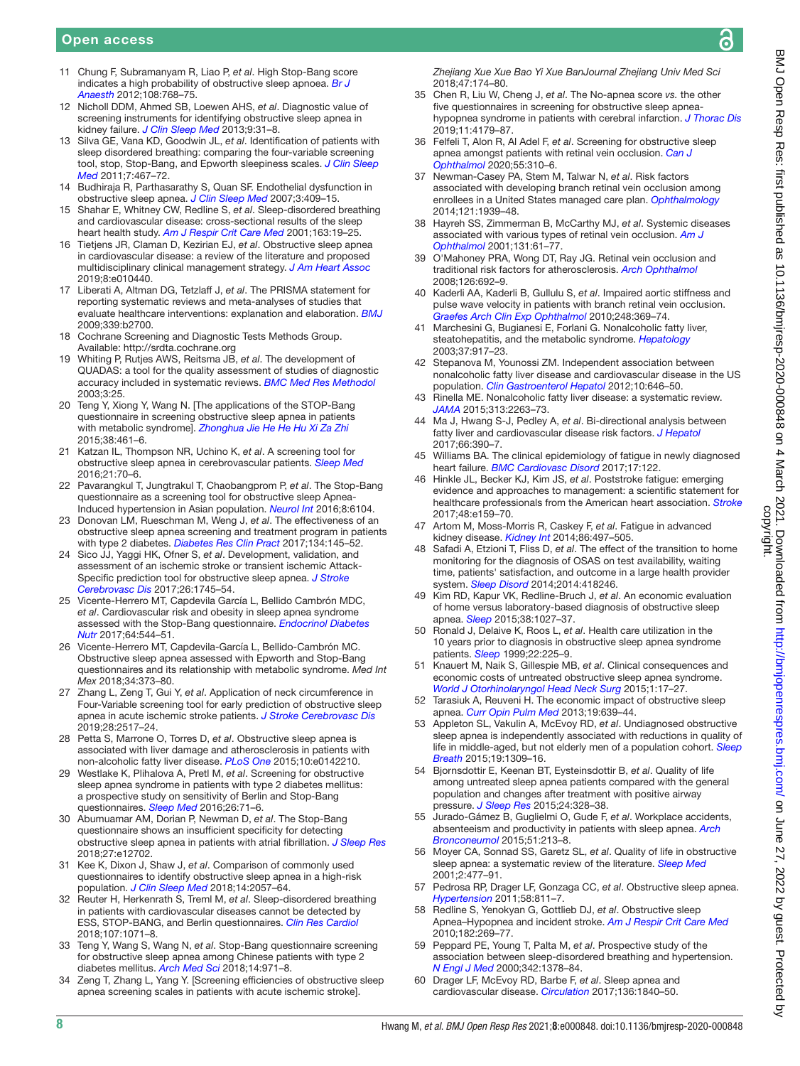11 Chung F, Subramanyam R, Liao P, *et al*. High Stop-Bang score indicates a high probability of obstructive sleep apnoea. *Br J Anaesth* 2012;108:768–75.

12 Nicholl DDM, Ahmed SB, Loewen AHS, *et al*. Diagnostic value of screening instruments for identifying obstructive sleep apnea in kidney failure. *J Clin Sleep Med* 2013;9:31–8.

13 Silva GE, Vana KD, Goodwin JL, *et al*. Identification of patients with sleep disordered breathing: comparing the four-variable screening tool, stop, Stop-Bang, and Epworth sleepiness scales. *J Clin Sleep Med* 2011;7:467–72.

14 Budhiraja R, Parthasarathy S, Quan SF. Endothelial dysfunction in obstructive sleep apnea. *J Clin Sleep Med* 2007;3:409–15.

15 Shahar E, Whitney CW, Redline S, *et al*. Sleep-disordered breathing and cardiovascular disease: cross-sectional results of the sleep heart health study. *Am J Respir Crit Care Med* 2001;163:19–25.

16 Tietjens JR, Claman D, Kezirian EJ, *et al*. Obstructive sleep apnea in cardiovascular disease: a review of the literature and proposed multidisciplinary clinical management strategy. *J Am Heart Assoc* 2019;8:e010440.

17 Liberati A, Altman DG, Tetzlaff J, *et al*. The PRISMA statement for reporting systematic reviews and meta-analyses of studies that evaluate healthcare interventions: explanation and elaboration. *BMJ* 2009;339:b2700.

18 Cochrane Screening and Diagnostic Tests Methods Group. Available: http://srdta.cochrane.org

19 Whiting P, Rutjes AWS, Reitsma JB, *et al*. The development of QUADAS: a tool for the quality assessment of studies of diagnostic accuracy included in systematic reviews. *BMC Med Res Methodol* 2003;3:25.

20 Teng Y, Xiong Y, Wang N. [The applications of the STOP-Bang questionnaire in screening obstructive sleep apnea in patients with metabolic syndrome]. *Zhonghua Jie He He Hu Xi Za Zhi* 2015;38:461–6.

21 Katzan IL, Thompson NR, Uchino K, *et al*. A screening tool for obstructive sleep apnea in cerebrovascular patients. *Sleep Med* 2016;21:70–6.

22 Pavarangkul T, Jungtrakul T, Chaobangprom P, *et al*. The Stop-Bang questionnaire as a screening tool for obstructive sleep Apnea-Induced hypertension in Asian population. *Neurol Int* 2016;8:6104.

23 Donovan LM, Rueschman M, Weng J, *et al*. The effectiveness of an obstructive sleep apnea screening and treatment program in patients with type 2 diabetes. *Diabetes Res Clin Pract* 2017;134:145–52.

24 Sico JJ, Yaggi HK, Ofner S, *et al*. Development, validation, and assessment of an ischemic stroke or transient ischemic Attack-Specific prediction tool for obstructive sleep apnea. *J Stroke Cerebrovasc Dis* 2017;26:1745–54.

25 Vicente-Herrero MT, Capdevila García L, Bellido Cambrón MDC, *et al*. Cardiovascular risk and obesity in sleep apnea syndrome assessed with the Stop-Bang questionnaire. *Endocrinol Diabetes Nutr* 2017;64:544–51.

26 Vicente-Herrero MT, Capdevila-García L, Bellido-Cambrón MC. Obstructive sleep apnea assessed with Epworth and Stop-Bang questionnaires and its relationship with metabolic syndrome. *Med Int Mex* 2018;34:373–80.

27 Zhang L, Zeng T, Gui Y, *et al*. Application of neck circumference in Four-Variable screening tool for early prediction of obstructive sleep apnea in acute ischemic stroke patients. *J Stroke Cerebrovasc Dis* 2019;28:2517–24.

28 Petta S, Marrone O, Torres D, *et al*. Obstructive sleep apnea is associated with liver damage and atherosclerosis in patients with non-alcoholic fatty liver disease. *PLoS One* 2015;10:e0142210.

29 Westlake K, Plihalova A, Pretl M, *et al*. Screening for obstructive sleep apnea syndrome in patients with type 2 diabetes mellitus: a prospective study on sensitivity of Berlin and Stop-Bang questionnaires. *Sleep Med* 2016;26:71–6.

30 Abumuamar AM, Dorian P, Newman D, *et al*. The Stop-Bang questionnaire shows an insufficient specificity for detecting obstructive sleep apnea in patients with atrial fibrillation. *J Sleep Res* 2018;27:e12702.

31 Kee K, Dixon J, Shaw J, *et al*. Comparison of commonly used questionnaires to identify obstructive sleep apnea in a high-risk population. *J Clin Sleep Med* 2018;14:2057–64.

32 Reuter H, Herkenrath S, Treml M, *et al*. Sleep-disordered breathing in patients with cardiovascular diseases cannot be detected by ESS, STOP-BANG, and Berlin questionnaires. *Clin Res Cardiol* 2018;107:1071–8.

33 Teng Y, Wang S, Wang N, *et al*. Stop-Bang questionnaire screening for obstructive sleep apnea among Chinese patients with type 2 diabetes mellitus. *Arch Med Sci* 2018;14:971–8.

34 Zeng T, Zhang L, Yang Y. [Screening efficiencies of obstructive sleep apnea screening scales in patients with acute ischemic stroke]. *Zhejiang Xue Xue Bao Yi Xue BanJournal Zhejiang Univ Med Sci* 2018;47:174–80.

35 Chen R, Liu W, Cheng J, *et al*. The No-apnea score *vs.* the other five questionnaires in screening for obstructive sleep apnea-hypopnea syndrome in patients with cerebral infarction. *J Thorac Dis* 2019;11:4179–87.

36 Felfeli T, Alon R, Al Adel F, *et al*. Screening for obstructive sleep apnea amongst patients with retinal vein occlusion. *Can J Ophthalmol* 2020;55:310–6.

37 Newman-Casey PA, Stem M, Talwar N, *et al*. Risk factors associated with developing branch retinal vein occlusion among enrollees in a United States managed care plan. *Ophthalmology* 2014;121:1939–48.

38 Hayreh SS, Zimmerman B, McCarthy MJ, *et al*. Systemic diseases associated with various types of retinal vein occlusion. *Am J Ophthalmol* 2001;131:61–77.

39 O'Mahoney PRA, Wong DT, Ray JG. Retinal vein occlusion and traditional risk factors for atherosclerosis. *Arch Ophthalmol* 2008;126:692–9.

40 Kaderli AA, Kaderli B, Gullulu S, *et al*. Impaired aortic stiffness and pulse wave velocity in patients with branch retinal vein occlusion. *Graefes Arch Clin Exp Ophthalmol* 2010;248:369–74.

41 Marchesini G, Bugianesi E, Forlani G. Nonalcoholic fatty liver, steatohepatitis, and the metabolic syndrome. *Hepatology* 2003;37:917–23.

42 Stepanova M, Younossi ZM. Independent association between nonalcoholic fatty liver disease and cardiovascular disease in the US population. *Clin Gastroenterol Hepatol* 2012;10:646–50.

43 Rinella ME. Nonalcoholic fatty liver disease: a systematic review. *JAMA* 2015;313:2263–73.

44 Ma J, Hwang S-J, Pedley A, *et al*. Bi-directional analysis between fatty liver and cardiovascular disease risk factors. *J Hepatol* 2017;66:390–7.

45 Williams BA. The clinical epidemiology of fatigue in newly diagnosed heart failure. *BMC Cardiovasc Disord* 2017;17:122.

46 Hinkle JL, Becker KJ, Kim JS, *et al*. Poststroke fatigue: emerging evidence and approaches to management: a scientific statement for healthcare professionals from the American heart association. *Stroke* 2017;48:e159–70.

47 Artom M, Moss-Morris R, Caskey F, *et al*. Fatigue in advanced kidney disease. *Kidney Int* 2014;86:497–505.

48 Safadi A, Etzioni T, Fliss D, *et al*. The effect of the transition to home monitoring for the diagnosis of OSAS on test availability, waiting time, patients' satisfaction, and outcome in a large health provider system. *Sleep Disord* 2014;2014:418246.

49 Kim RD, Kapur VK, Redline-Bruch J, *et al*. An economic evaluation of home versus laboratory-based diagnosis of obstructive sleep apnea. *Sleep* 2015;38:1027–37.

50 Ronald J, Delaive K, Roos L, *et al*. Health care utilization in the 10 years prior to diagnosis in obstructive sleep apnea syndrome patients. *Sleep* 1999;22:225–9.

51 Knauert M, Naik S, Gillespie MB, *et al*. Clinical consequences and economic costs of untreated obstructive sleep apnea syndrome. *World J Otorhinolaryngol Head Neck Surg* 2015;1:17–27.

52 Tarasiuk A, Reuveni H. The economic impact of obstructive sleep apnea. *Curr Opin Pulm Med* 2013;19:639–44.

53 Appleton SL, Vakulin A, McEvoy RD, *et al*. Undiagnosed obstructive sleep apnea is independently associated with reductions in quality of life in middle-aged, but not elderly men of a population cohort. *Sleep Breath* 2015;19:1309–16.

54 Bjornsdottir E, Keenan BT, Eysteinsdottir B, *et al*. Quality of life among untreated sleep apnea patients compared with the general population and changes after treatment with positive airway pressure. *J Sleep Res* 2015;24:328–38.

55 Jurado-Gámez B, Guglielmi O, Gude F, *et al*. Workplace accidents, absenteeism and productivity in patients with sleep apnea. *Arch Bronconeumol* 2015;51:213–8.

56 Moyer CA, Sonnad SS, Garetz SL, *et al*. Quality of life in obstructive sleep apnea: a systematic review of the literature. *Sleep Med* 2001;2:477–91.

57 Pedrosa RP, Drager LF, Gonzaga CC, *et al*. Obstructive sleep apnea. *Hypertension* 2011;58:811–7.

58 Redline S, Yenokyan G, Gottlieb DJ, *et al*. Obstructive sleep Apnea–Hypopnea and incident stroke. *Am J Respir Crit Care Med* 2010;182:269–77.

59 Peppard PE, Young T, Palta M, *et al*. Prospective study of the association between sleep-disordered breathing and hypertension. *N Engl J Med* 2000;342:1378–84.

60 Drager LF, McEvoy RD, Barbe F, *et al*. Sleep apnea and cardiovascular disease. *Circulation* 2017;136:1840–50.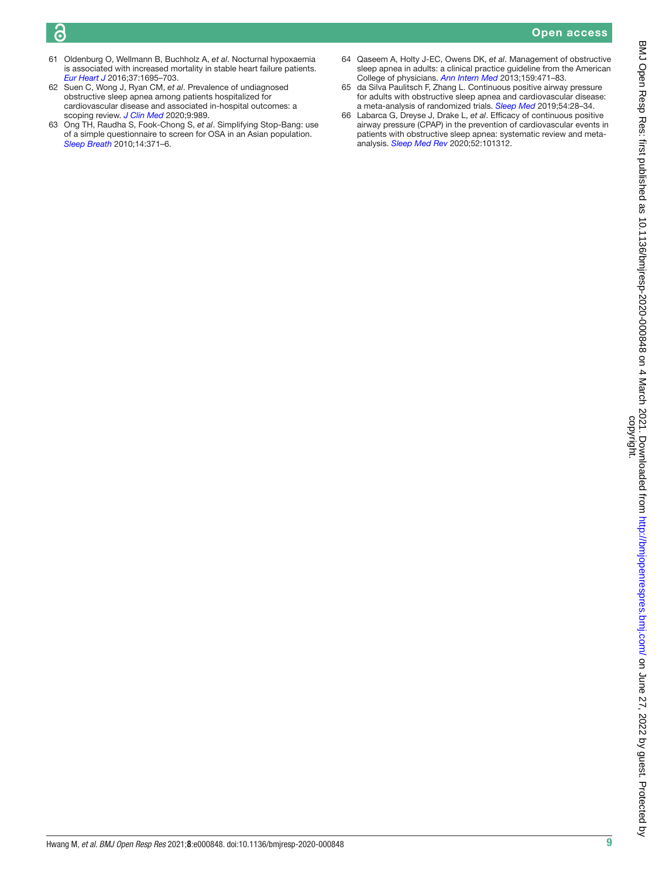61 Oldenburg O, Wellmann B, Buchholz A, *et al*. Nocturnal hypoxaemia is associated with increased mortality in stable heart failure patients. *Eur Heart J* 2016;37:1695–703.

62 Suen C, Wong J, Ryan CM, *et al*. Prevalence of undiagnosed obstructive sleep apnea among patients hospitalized for cardiovascular disease and associated in-hospital outcomes: a scoping review. *J Clin Med* 2020;9:989.

63 Ong TH, Raudha S, Fook-Chong S, *et al*. Simplifying Stop-Bang: use of a simple questionnaire to screen for OSA in an Asian population. *Sleep Breath* 2010;14:371–6.

64 Qaseem A, Holty J-EC, Owens DK, *et al*. Management of obstructive sleep apnea in adults: a clinical practice guideline from the American College of physicians. *Ann Intern Med* 2013;159:471–83.

65 da Silva Paulitsch F, Zhang L. Continuous positive airway pressure for adults with obstructive sleep apnea and cardiovascular disease: a meta-analysis of randomized trials. *Sleep Med* 2019;54:28–34.

66 Labarca G, Dreyse J, Drake L, *et al*. Efficacy of continuous positive airway pressure (CPAP) in the prevention of cardiovascular events in patients with obstructive sleep apnea: systematic review and meta-analysis. *Sleep Med Rev* 2020;52:101312.